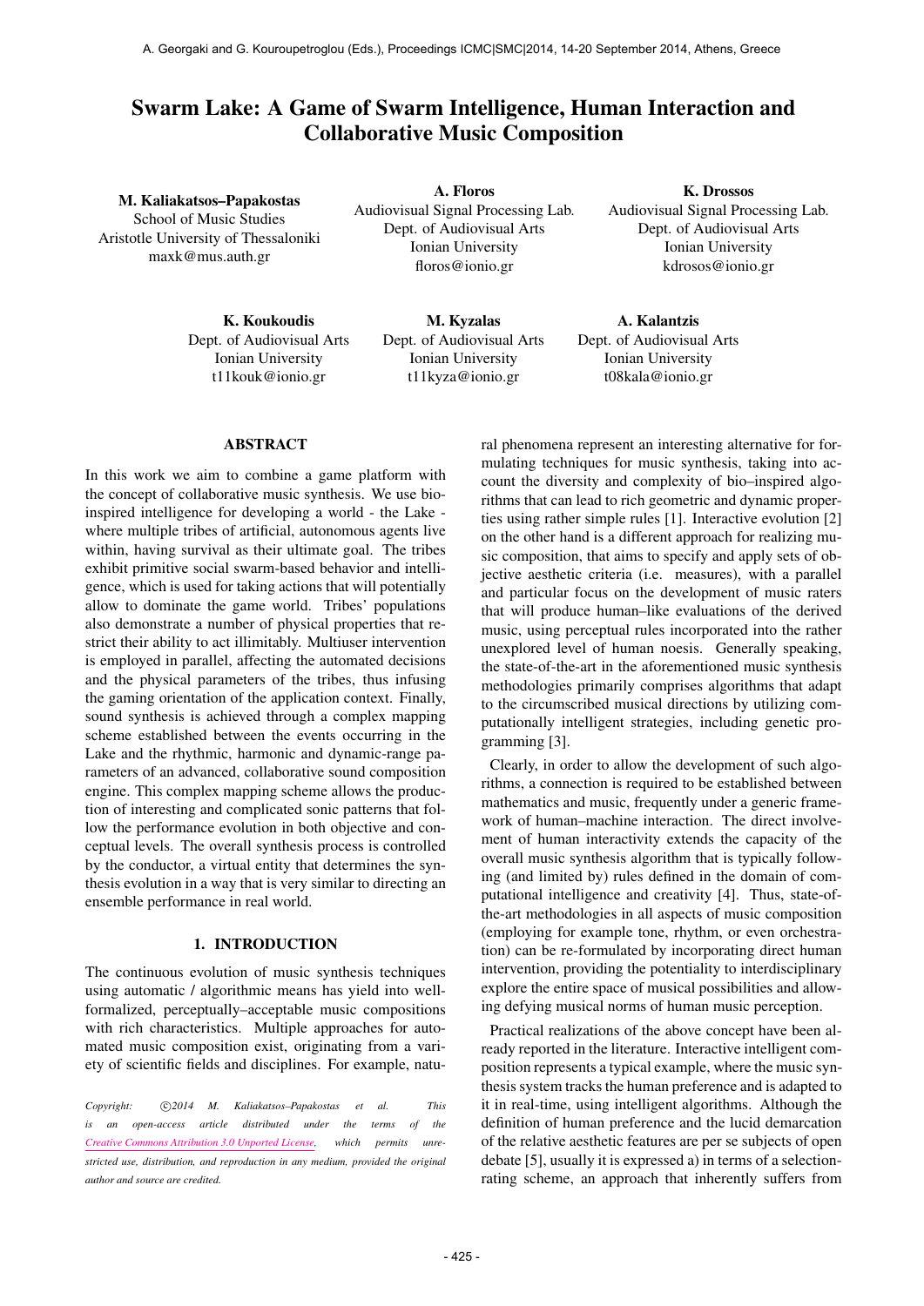# Swarm Lake: A Game of Swarm Intelligence, Human Interaction and Collaborative Music Composition

**M. Kaliakatsos–Papakostas**
School of Music Studies
Aristotle University of Thessaloniki
maxk@mus.auth.gr

**A. Floros**
Audiovisual Signal Processing Lab.
Dept. of Audiovisual Arts
Ionian University
floros@ionio.gr

**K. Drossos**
Audiovisual Signal Processing Lab.
Dept. of Audiovisual Arts
Ionian University
kdrosos@ionio.gr

**K. Koukoudis**
Dept. of Audiovisual Arts
Ionian University
t11kouk@ionio.gr

**M. Kyzalas**
Dept. of Audiovisual Arts
Ionian University
t11kyza@ionio.gr

**A. Kalantzis**
Dept. of Audiovisual Arts
Ionian University
t08kala@ionio.gr

## ABSTRACT

In this work we aim to combine a game platform with the concept of collaborative music synthesis. We use bio-inspired intelligence for developing a world - the Lake - where multiple tribes of artificial, autonomous agents live within, having survival as their ultimate goal. The tribes exhibit primitive social swarm-based behavior and intelligence, which is used for taking actions that will potentially allow to dominate the game world. Tribes' populations also demonstrate a number of physical properties that restrict their ability to act illimitably. Multiuser intervention is employed in parallel, affecting the automated decisions and the physical parameters of the tribes, thus infusing the gaming orientation of the application context. Finally, sound synthesis is achieved through a complex mapping scheme established between the events occurring in the Lake and the rhythmic, harmonic and dynamic-range parameters of an advanced, collaborative sound composition engine. This complex mapping scheme allows the production of interesting and complicated sonic patterns that follow the performance evolution in both objective and conceptual levels. The overall synthesis process is controlled by the conductor, a virtual entity that determines the synthesis evolution in a way that is very similar to directing an ensemble performance in real world.

## 1. INTRODUCTION

The continuous evolution of music synthesis techniques using automatic / algorithmic means has yield into well-formalized, perceptually–acceptable music compositions with rich characteristics. Multiple approaches for automated music composition exist, originating from a variety of scientific fields and disciplines. For example, natural phenomena represent an interesting alternative for formulating techniques for music synthesis, taking into account the diversity and complexity of bio–inspired algorithms that can lead to rich geometric and dynamic properties using rather simple rules [1]. Interactive evolution [2] on the other hand is a different approach for realizing music composition, that aims to specify and apply sets of objective aesthetic criteria (i.e. measures), with a parallel and particular focus on the development of music raters that will produce human–like evaluations of the derived music, using perceptual rules incorporated into the rather unexplored level of human noesis. Generally speaking, the state-of-the-art in the aforementioned music synthesis methodologies primarily comprises algorithms that adapt to the circumscribed musical directions by utilizing computationally intelligent strategies, including genetic programming [3].

Clearly, in order to allow the development of such algorithms, a connection is required to be established between mathematics and music, frequently under a generic framework of human–machine interaction. The direct involvement of human interactivity extends the capacity of the overall music synthesis algorithm that is typically following (and limited by) rules defined in the domain of computational intelligence and creativity [4]. Thus, state-of-the-art methodologies in all aspects of music composition (employing for example tone, rhythm, or even orchestration) can be re-formulated by incorporating direct human intervention, providing the potentiality to interdisciplinary explore the entire space of musical possibilities and allowing defying musical norms of human music perception.

Practical realizations of the above concept have been already reported in the literature. Interactive intelligent composition represents a typical example, where the music synthesis system tracks the human preference and is adapted to it in real-time, using intelligent algorithms. Although the definition of human preference and the lucid demarcation of the relative aesthetic features are per se subjects of open debate [5], usually it is expressed a) in terms of a selection-rating scheme, an approach that inherently suffers from

*Copyright: ©2014 M. Kaliakatsos–Papakostas et al. This is an open-access article distributed under the terms of the Creative Commons Attribution 3.0 Unported License, which permits unrestricted use, distribution, and reproduction in any medium, provided the original author and source are credited.*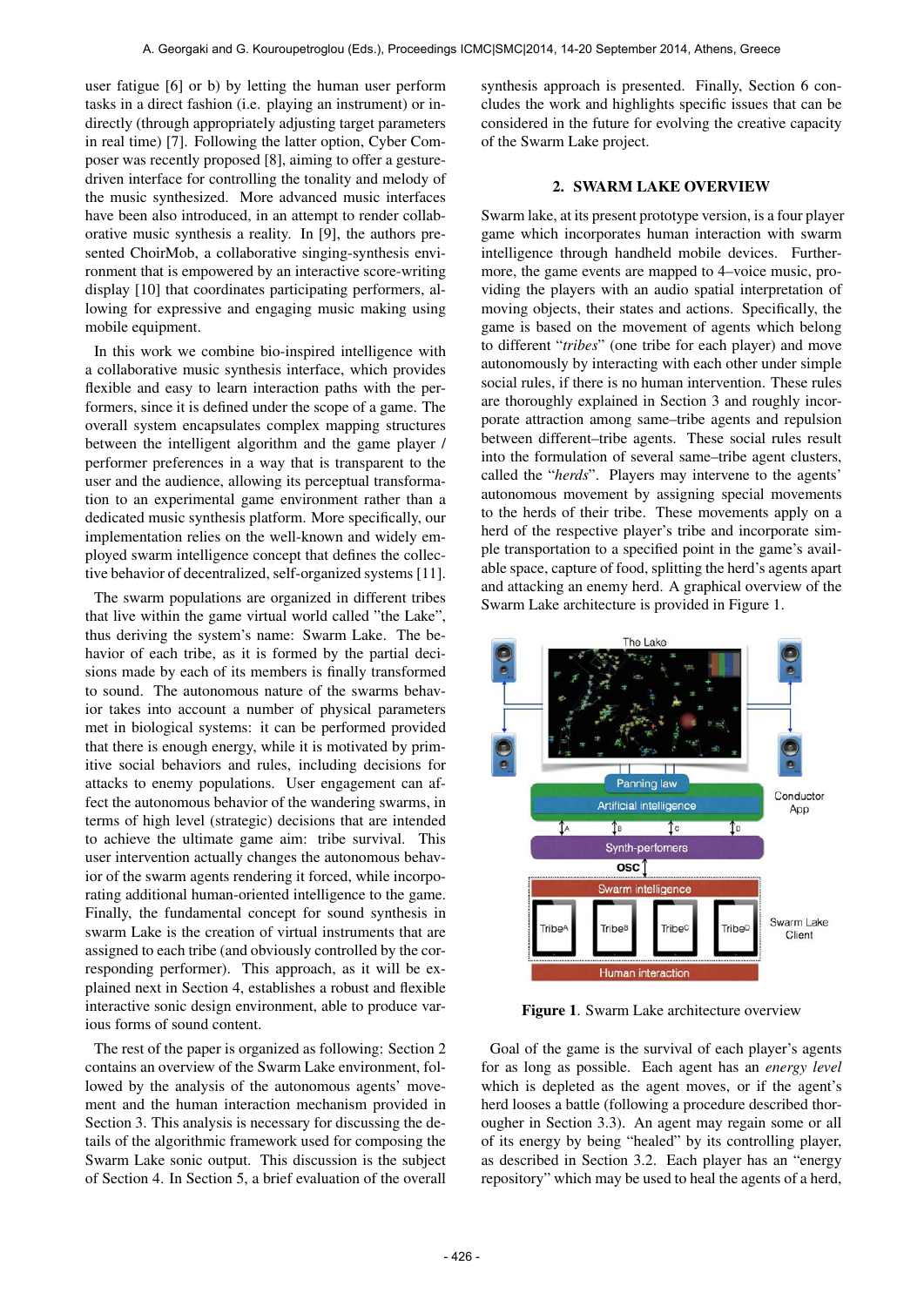user fatigue [6] or b) by letting the human user perform tasks in a direct fashion (i.e. playing an instrument) or indirectly (through appropriately adjusting target parameters in real time) [7]. Following the latter option, Cyber Composer was recently proposed [8], aiming to offer a gesture-driven interface for controlling the tonality and melody of the music synthesized. More advanced music interfaces have been also introduced, in an attempt to render collaborative music synthesis a reality. In [9], the authors presented ChoirMob, a collaborative singing-synthesis environment that is empowered by an interactive score-writing display [10] that coordinates participating performers, allowing for expressive and engaging music making using mobile equipment.

In this work we combine bio-inspired intelligence with a collaborative music synthesis interface, which provides flexible and easy to learn interaction paths with the performers, since it is defined under the scope of a game. The overall system encapsulates complex mapping structures between the intelligent algorithm and the game player / performer preferences in a way that is transparent to the user and the audience, allowing its perceptual transformation to an experimental game environment rather than a dedicated music synthesis platform. More specifically, our implementation relies on the well-known and widely employed swarm intelligence concept that defines the collective behavior of decentralized, self-organized systems [11].

The swarm populations are organized in different tribes that live within the game virtual world called "the Lake", thus deriving the system's name: Swarm Lake. The behavior of each tribe, as it is formed by the partial decisions made by each of its members is finally transformed to sound. The autonomous nature of the swarms behavior takes into account a number of physical parameters met in biological systems: it can be performed provided that there is enough energy, while it is motivated by primitive social behaviors and rules, including decisions for attacks to enemy populations. User engagement can affect the autonomous behavior of the wandering swarms, in terms of high level (strategic) decisions that are intended to achieve the ultimate game aim: tribe survival. This user intervention actually changes the autonomous behavior of the swarm agents rendering it forced, while incorporating additional human-oriented intelligence to the game. Finally, the fundamental concept for sound synthesis in swarm Lake is the creation of virtual instruments that are assigned to each tribe (and obviously controlled by the corresponding performer). This approach, as it will be explained next in Section 4, establishes a robust and flexible interactive sonic design environment, able to produce various forms of sound content.

The rest of the paper is organized as following: Section 2 contains an overview of the Swarm Lake environment, followed by the analysis of the autonomous agents' movement and the human interaction mechanism provided in Section 3. This analysis is necessary for discussing the details of the algorithmic framework used for composing the Swarm Lake sonic output. This discussion is the subject of Section 4. In Section 5, a brief evaluation of the overall synthesis approach is presented. Finally, Section 6 concludes the work and highlights specific issues that can be considered in the future for evolving the creative capacity of the Swarm Lake project.

## 2. SWARM LAKE OVERVIEW

Swarm lake, at its present prototype version, is a four player game which incorporates human interaction with swarm intelligence through handheld mobile devices. Furthermore, the game events are mapped to 4–voice music, providing the players with an audio spatial interpretation of moving objects, their states and actions. Specifically, the game is based on the movement of agents which belong to different "*tribes*" (one tribe for each player) and move autonomously by interacting with each other under simple social rules, if there is no human intervention. These rules are thoroughly explained in Section 3 and roughly incorporate attraction among same–tribe agents and repulsion between different–tribe agents. These social rules result into the formulation of several same–tribe agent clusters, called the "*herds*". Players may intervene to the agents' autonomous movement by assigning special movements to the herds of their tribe. These movements apply on a herd of the respective player's tribe and incorporate simple transportation to a specified point in the game's available space, capture of food, splitting the herd's agents apart and attacking an enemy herd. A graphical overview of the Swarm Lake architecture is provided in Figure 1.

**Figure 1**. Swarm Lake architecture overview

Goal of the game is the survival of each player's agents for as long as possible. Each agent has an *energy level* which is depleted as the agent moves, or if the agent's herd looses a battle (following a procedure described thorougher in Section 3.3). An agent may regain some or all of its energy by being "healed" by its controlling player, as described in Section 3.2. Each player has an "energy repository" which may be used to heal the agents of a herd,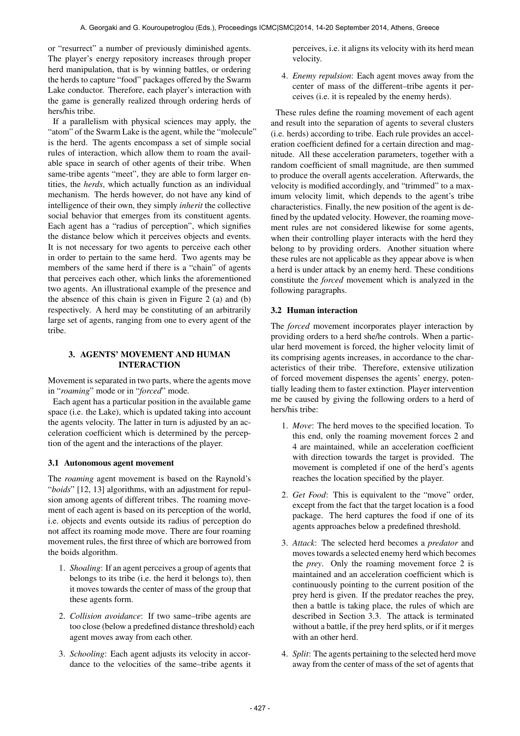or "resurrect" a number of previously diminished agents. The player's energy repository increases through proper herd manipulation, that is by winning battles, or ordering the herds to capture "food" packages offered by the Swarm Lake conductor. Therefore, each player's interaction with the game is generally realized through ordering herds of hers/his tribe.

If a parallelism with physical sciences may apply, the "atom" of the Swarm Lake is the agent, while the "molecule" is the herd. The agents encompass a set of simple social rules of interaction, which allow them to roam the available space in search of other agents of their tribe. When same-tribe agents "meet", they are able to form larger entities, the *herds*, which actually function as an individual mechanism. The herds however, do not have any kind of intelligence of their own, they simply *inherit* the collective social behavior that emerges from its constituent agents. Each agent has a "radius of perception", which signifies the distance below which it perceives objects and events. It is not necessary for two agents to perceive each other in order to pertain to the same herd. Two agents may be members of the same herd if there is a "chain" of agents that perceives each other, which links the aforementioned two agents. An illustrational example of the presence and the absence of this chain is given in Figure 2 (a) and (b) respectively. A herd may be constituting of an arbitrarily large set of agents, ranging from one to every agent of the tribe.

## 3. AGENTS' MOVEMENT AND HUMAN INTERACTION

Movement is separated in two parts, where the agents move in "*roaming*" mode or in "*forced*" mode.

Each agent has a particular position in the available game space (i.e. the Lake), which is updated taking into account the agents velocity. The latter in turn is adjusted by an acceleration coefficient which is determined by the perception of the agent and the interactions of the player.

### 3.1 Autonomous agent movement

The *roaming* agent movement is based on the Raynold's "*boids*" [12, 13] algorithms, with an adjustment for repulsion among agents of different tribes. The roaming movement of each agent is based on its perception of the world, i.e. objects and events outside its radius of perception do not affect its roaming mode move. There are four roaming movement rules, the first three of which are borrowed from the boids algorithm.

1. *Shoaling*: If an agent perceives a group of agents that belongs to its tribe (i.e. the herd it belongs to), then it moves towards the center of mass of the group that these agents form.
2. *Collision avoidance*: If two same–tribe agents are too close (below a predefined distance threshold) each agent moves away from each other.
3. *Schooling*: Each agent adjusts its velocity in accordance to the velocities of the same–tribe agents it perceives, i.e. it aligns its velocity with its herd mean velocity.
4. *Enemy repulsion*: Each agent moves away from the center of mass of the different–tribe agents it perceives (i.e. it is repealed by the enemy herds).

These rules define the roaming movement of each agent and result into the separation of agents to several clusters (i.e. herds) according to tribe. Each rule provides an acceleration coefficient defined for a certain direction and magnitude. All these acceleration parameters, together with a random coefficient of small magnitude, are then summed to produce the overall agents acceleration. Afterwards, the velocity is modified accordingly, and "trimmed" to a maximum velocity limit, which depends to the agent's tribe characteristics. Finally, the new position of the agent is defined by the updated velocity. However, the roaming movement rules are not considered likewise for some agents, when their controlling player interacts with the herd they belong to by providing orders. Another situation where these rules are not applicable as they appear above is when a herd is under attack by an enemy herd. These conditions constitute the *forced* movement which is analyzed in the following paragraphs.

### 3.2 Human interaction

The *forced* movement incorporates player interaction by providing orders to a herd she/he controls. When a particular herd movement is forced, the higher velocity limit of its comprising agents increases, in accordance to the characteristics of their tribe. Therefore, extensive utilization of forced movement dispenses the agents' energy, potentially leading them to faster extinction. Player intervention me be caused by giving the following orders to a herd of hers/his tribe:

1. *Move*: The herd moves to the specified location. To this end, only the roaming movement forces 2 and 4 are maintained, while an acceleration coefficient with direction towards the target is provided. The movement is completed if one of the herd's agents reaches the location specified by the player.
2. *Get Food*: This is equivalent to the "move" order, except from the fact that the target location is a food package. The herd captures the food if one of its agents approaches below a predefined threshold.
3. *Attack*: The selected herd becomes a *predator* and moves towards a selected enemy herd which becomes the *prey*. Only the roaming movement force 2 is maintained and an acceleration coefficient which is continuously pointing to the current position of the prey herd is given. If the predator reaches the prey, then a battle is taking place, the rules of which are described in Section 3.3. The attack is terminated without a battle, if the prey herd splits, or if it merges with an other herd.
4. *Split*: The agents pertaining to the selected herd move away from the center of mass of the set of agents that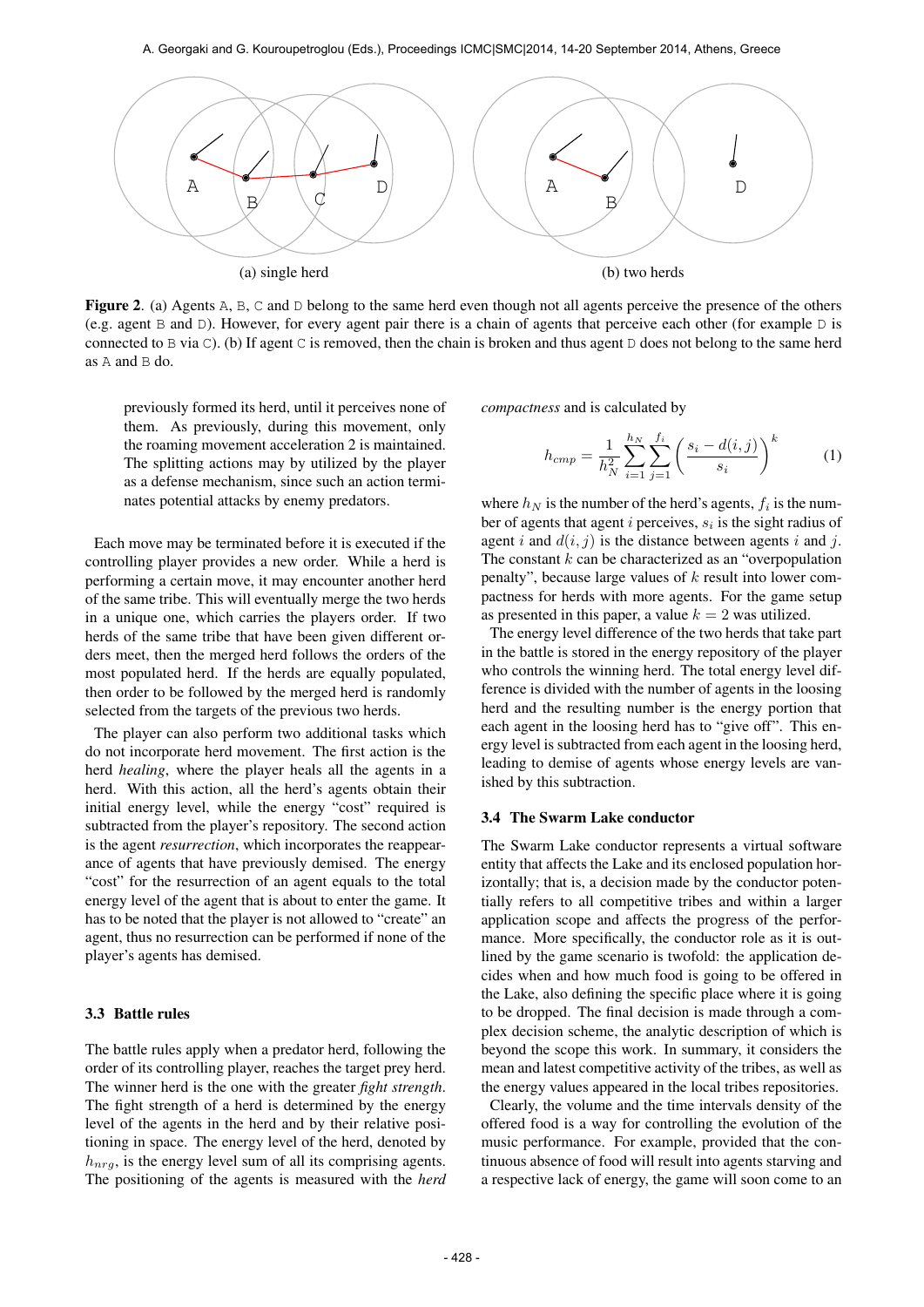(a) single herd

(b) two herds

**Figure 2**. (a) Agents A, B, C and D belong to the same herd even though not all agents perceive the presence of the others (e.g. agent B and D). However, for every agent pair there is a chain of agents that perceive each other (for example D is connected to B via C). (b) If agent C is removed, then the chain is broken and thus agent D does not belong to the same herd as A and B do.

previously formed its herd, until it perceives none of them. As previously, during this movement, only the roaming movement acceleration 2 is maintained. The splitting actions may by utilized by the player as a defense mechanism, since such an action terminates potential attacks by enemy predators.

Each move may be terminated before it is executed if the controlling player provides a new order. While a herd is performing a certain move, it may encounter another herd of the same tribe. This will eventually merge the two herds in a unique one, which carries the players order. If two herds of the same tribe that have been given different orders meet, then the merged herd follows the orders of the most populated herd. If the herds are equally populated, then order to be followed by the merged herd is randomly selected from the targets of the previous two herds.

The player can also perform two additional tasks which do not incorporate herd movement. The first action is the herd *healing*, where the player heals all the agents in a herd. With this action, all the herd's agents obtain their initial energy level, while the energy "cost" required is subtracted from the player's repository. The second action is the agent *resurrection*, which incorporates the reappearance of agents that have previously demised. The energy "cost" for the resurrection of an agent equals to the total energy level of the agent that is about to enter the game. It has to be noted that the player is not allowed to "create" an agent, thus no resurrection can be performed if none of the player's agents has demised.

### 3.3 Battle rules

The battle rules apply when a predator herd, following the order of its controlling player, reaches the target prey herd. The winner herd is the one with the greater *fight strength*. The fight strength of a herd is determined by the energy level of the agents in the herd and by their relative positioning in space. The energy level of the herd, denoted by $h_{nrg}$, is the energy level sum of all its comprising agents. The positioning of the agents is measured with the *herd compactness* and is calculated by

$$h_{cmp} = \frac{1}{h_N^2} \sum_{i=1}^{h_N} \sum_{j=1}^{f_i} \left( \frac{s_i - d(i,j)}{s_i} \right)^k \quad (1)$$

where $h_N$ is the number of the herd's agents, $f_i$ is the number of agents that agent $i$ perceives, $s_i$ is the sight radius of agent $i$ and $d(i,j)$ is the distance between agents $i$ and $j$. The constant $k$ can be characterized as an "overpopulation penalty", because large values of $k$ result into lower compactness for herds with more agents. For the game setup as presented in this paper, a value $k = 2$ was utilized.

The energy level difference of the two herds that take part in the battle is stored in the energy repository of the player who controls the winning herd. The total energy level difference is divided with the number of agents in the loosing herd and the resulting number is the energy portion that each agent in the loosing herd has to "give off". This energy level is subtracted from each agent in the loosing herd, leading to demise of agents whose energy levels are vanished by this subtraction.

### 3.4 The Swarm Lake conductor

The Swarm Lake conductor represents a virtual software entity that affects the Lake and its enclosed population horizontally; that is, a decision made by the conductor potentially refers to all competitive tribes and within a larger application scope and affects the progress of the performance. More specifically, the conductor role as it is outlined by the game scenario is twofold: the application decides when and how much food is going to be offered in the Lake, also defining the specific place where it is going to be dropped. The final decision is made through a complex decision scheme, the analytic description of which is beyond the scope this work. In summary, it considers the mean and latest competitive activity of the tribes, as well as the energy values appeared in the local tribes repositories.

Clearly, the volume and the time intervals density of the offered food is a way for controlling the evolution of the music performance. For example, provided that the continuous absence of food will result into agents starving and a respective lack of energy, the game will soon come to an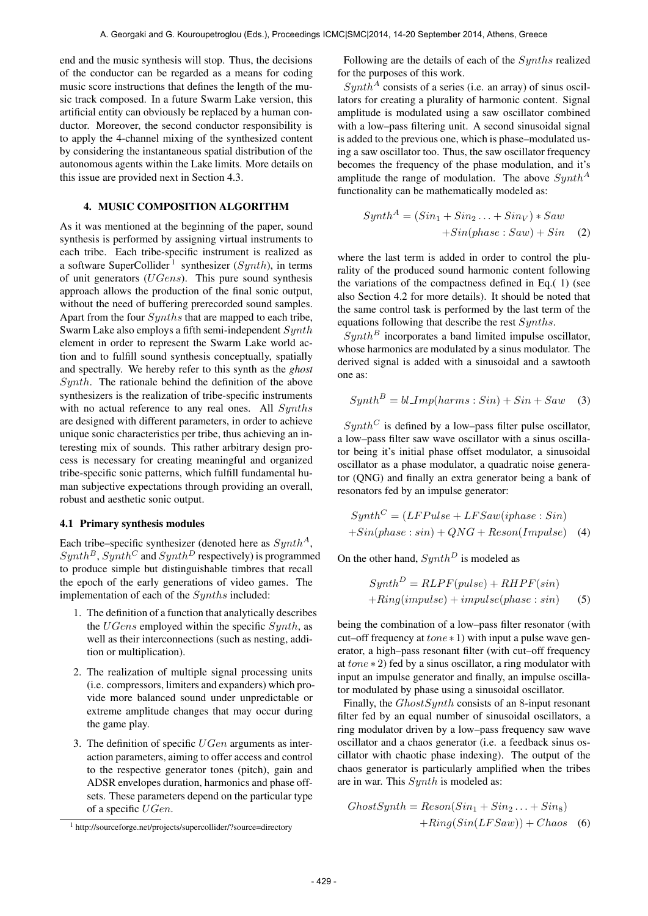end and the music synthesis will stop. Thus, the decisions of the conductor can be regarded as a means for coding music score instructions that defines the length of the music track composed. In a future Swarm Lake version, this artificial entity can obviously be replaced by a human conductor. Moreover, the second conductor responsibility is to apply the 4-channel mixing of the synthesized content by considering the instantaneous spatial distribution of the autonomous agents within the Lake limits. More details on this issue are provided next in Section 4.3.

## 4. MUSIC COMPOSITION ALGORITHM

As it was mentioned at the beginning of the paper, sound synthesis is performed by assigning virtual instruments to each tribe. Each tribe-specific instrument is realized as a software SuperCollider[1] synthesizer ($Synth$), in terms of unit generators ($UGens$). This pure sound synthesis approach allows the production of the final sonic output, without the need of buffering prerecorded sound samples. Apart from the four $Synths$ that are mapped to each tribe, Swarm Lake also employs a fifth semi-independent $Synth$ element in order to represent the Swarm Lake world action and to fulfill sound synthesis conceptually, spatially and spectrally. We hereby refer to this synth as the *ghost* $Synth$. The rationale behind the definition of the above synthesizers is the realization of tribe-specific instruments with no actual reference to any real ones. All $Synths$ are designed with different parameters, in order to achieve unique sonic characteristics per tribe, thus achieving an interesting mix of sounds. This rather arbitrary design process is necessary for creating meaningful and organized tribe-specific sonic patterns, which fulfill fundamental human subjective expectations through providing an overall, robust and aesthetic sonic output.

### 4.1 Primary synthesis modules

Each tribe–specific synthesizer (denoted here as $Synth^A$, $Synth^B$, $Synth^C$ and $Synth^D$ respectively) is programmed to produce simple but distinguishable timbres that recall the epoch of the early generations of video games. The implementation of each of the $Synths$ included:

1. The definition of a function that analytically describes the $UGens$ employed within the specific $Synth$, as well as their interconnections (such as nesting, addition or multiplication).
2. The realization of multiple signal processing units (i.e. compressors, limiters and expanders) which provide more balanced sound under unpredictable or extreme amplitude changes that may occur during the game play.
3. The definition of specific $UGen$ arguments as interaction parameters, aiming to offer access and control to the respective generator tones (pitch), gain and ADSR envelopes duration, harmonics and phase offsets. These parameters depend on the particular type of a specific $UGen$.

[1] http://sourceforge.net/projects/supercollider/?source=directory

Following are the details of each of the $Synths$ realized for the purposes of this work.

$Synth^A$ consists of a series (i.e. an array) of sinus oscillators for creating a plurality of harmonic content. Signal amplitude is modulated using a saw oscillator combined with a low–pass filtering unit. A second sinusoidal signal is added to the previous one, which is phase–modulated using a saw oscillator too. Thus, the saw oscillator frequency becomes the frequency of the phase modulation, and it's amplitude the range of modulation. The above $Synth^A$ functionality can be mathematically modeled as:

$$Synth^A = (Sin_1 + Sin_2 \ldots + Sin_V) * Saw + Sin(phase : Saw) + Sin \quad (2)$$

where the last term is added in order to control the plurality of the produced sound harmonic content following the variations of the compactness defined in Eq.( 1) (see also Section 4.2 for more details). It should be noted that the same control task is performed by the last term of the equations following that describe the rest $Synths$.

$Synth^B$ incorporates a band limited impulse oscillator, whose harmonics are modulated by a sinus modulator. The derived signal is added with a sinusoidal and a sawtooth one as:

$$Synth^B = bl\_Imp(harms : Sin) + Sin + Saw \quad (3)$$

$Synth^C$ is defined by a low–pass filter pulse oscillator, a low–pass filter saw wave oscillator with a sinus oscillator being it's initial phase offset modulator, a sinusoidal oscillator as a phase modulator, a quadratic noise generator (QNG) and finally an extra generator being a bank of resonators fed by an impulse generator:

$$Synth^C = (LFPulse + LFSaw(iphase : Sin) + Sin(phase : sin) + QNG + Reson(Impulse) \quad (4)$$

On the other hand, $Synth^D$ is modeled as

$$Synth^D = RLPF(pulse) + RHPF(sin) + Ring(impulse) + impulse(phase : sin) \quad (5)$$

being the combination of a low–pass filter resonator (with cut–off frequency at $tone * 1$) with input a pulse wave generator, a high–pass resonant filter (with cut–off frequency at $tone * 2$) fed by a sinus oscillator, a ring modulator with input an impulse generator and finally, an impulse oscillator modulated by phase using a sinusoidal oscillator.

Finally, the $GhostSynth$ consists of an 8-input resonant filter fed by an equal number of sinusoidal oscillators, a ring modulator driven by a low–pass frequency saw wave oscillator and a chaos generator (i.e. a feedback sinus oscillator with chaotic phase indexing). The output of the chaos generator is particularly amplified when the tribes are in war. This $Synth$ is modeled as:

$$GhostSynth = Reson(Sin_1 + Sin_2 \ldots + Sin_8) + Ring(Sin(LFSaw)) + Chaos \quad (6)$$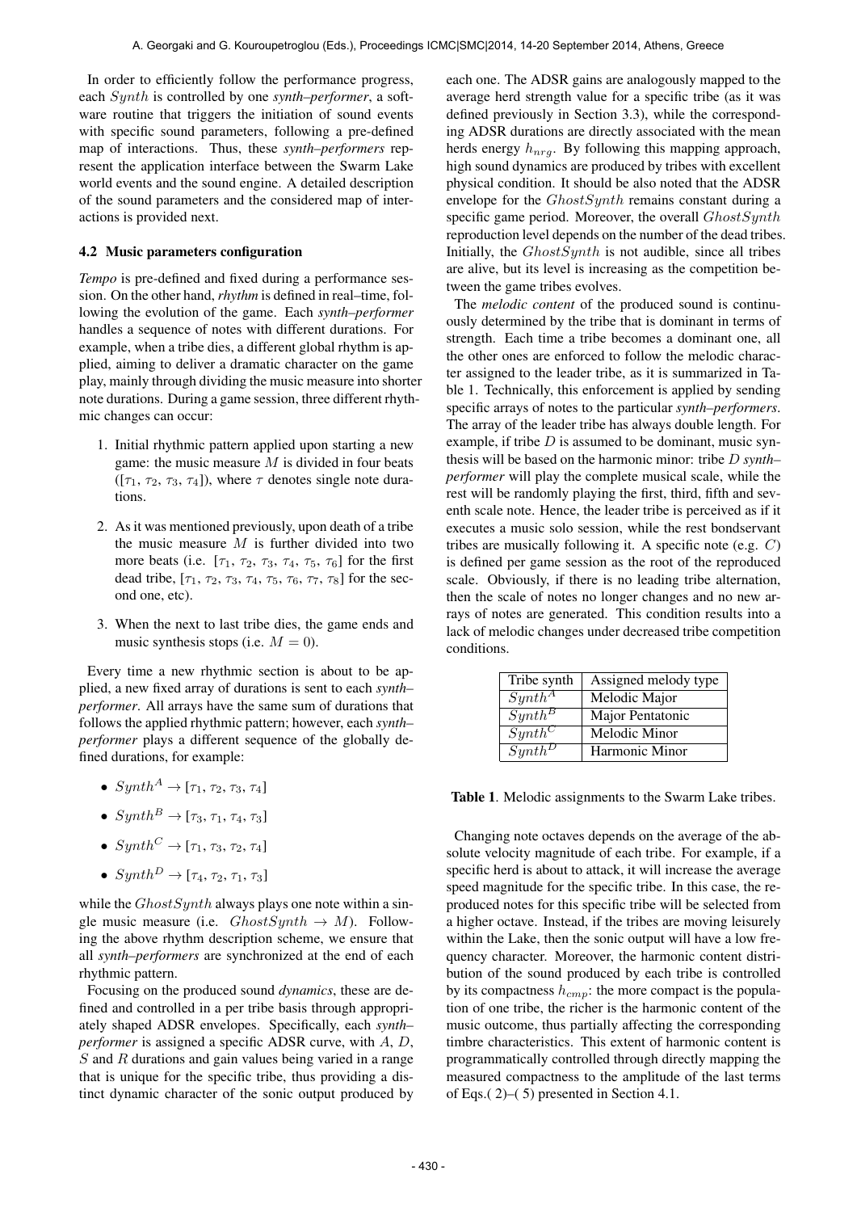In order to efficiently follow the performance progress, each $Synth$ is controlled by one *synth–performer*, a software routine that triggers the initiation of sound events with specific sound parameters, following a pre-defined map of interactions. Thus, these *synth–performers* represent the application interface between the Swarm Lake world events and the sound engine. A detailed description of the sound parameters and the considered map of interactions is provided next.

### 4.2 Music parameters configuration

*Tempo* is pre-defined and fixed during a performance session. On the other hand, *rhythm* is defined in real–time, following the evolution of the game. Each *synth–performer* handles a sequence of notes with different durations. For example, when a tribe dies, a different global rhythm is applied, aiming to deliver a dramatic character on the game play, mainly through dividing the music measure into shorter note durations. During a game session, three different rhythmic changes can occur:

1. Initial rhythmic pattern applied upon starting a new game: the music measure $M$ is divided in four beats ($[\tau_1, \tau_2, \tau_3, \tau_4]$), where $\tau$ denotes single note durations.
2. As it was mentioned previously, upon death of a tribe the music measure $M$ is further divided into two more beats (i.e. $[\tau_1, \tau_2, \tau_3, \tau_4, \tau_5, \tau_6]$ for the first dead tribe, $[\tau_1, \tau_2, \tau_3, \tau_4, \tau_5, \tau_6, \tau_7, \tau_8]$ for the second one, etc).
3. When the next to last tribe dies, the game ends and music synthesis stops (i.e. $M = 0$).

Every time a new rhythmic section is about to be applied, a new fixed array of durations is sent to each *synth–performer*. All arrays have the same sum of durations that follows the applied rhythmic pattern; however, each *synth–performer* plays a different sequence of the globally defined durations, for example:

- $Synth^A \rightarrow [\tau_1, \tau_2, \tau_3, \tau_4]$
- $Synth^B \rightarrow [\tau_3, \tau_1, \tau_4, \tau_3]$
- $Synth^C \rightarrow [\tau_1, \tau_3, \tau_2, \tau_4]$
- $Synth^D \rightarrow [\tau_4, \tau_2, \tau_1, \tau_3]$

while the $GhostSynth$ always plays one note within a single music measure (i.e. $GhostSynth \rightarrow M$). Following the above rhythm description scheme, we ensure that all *synth–performers* are synchronized at the end of each rhythmic pattern.

Focusing on the produced sound *dynamics*, these are defined and controlled in a per tribe basis through appropriately shaped ADSR envelopes. Specifically, each *synth–performer* is assigned a specific ADSR curve, with $A$, $D$, $S$ and $R$ durations and gain values being varied in a range that is unique for the specific tribe, thus providing a distinct dynamic character of the sonic output produced by each one. The ADSR gains are analogously mapped to the average herd strength value for a specific tribe (as it was defined previously in Section 3.3), while the corresponding ADSR durations are directly associated with the mean herds energy $h_{nrg}$. By following this mapping approach, high sound dynamics are produced by tribes with excellent physical condition. It should be also noted that the ADSR envelope for the $GhostSynth$ remains constant during a specific game period. Moreover, the overall $GhostSynth$ reproduction level depends on the number of the dead tribes. Initially, the $GhostSynth$ is not audible, since all tribes are alive, but its level is increasing as the competition between the game tribes evolves.

The *melodic content* of the produced sound is continuously determined by the tribe that is dominant in terms of strength. Each time a tribe becomes a dominant one, all the other ones are enforced to follow the melodic character assigned to the leader tribe, as it is summarized in Table 1. Technically, this enforcement is applied by sending specific arrays of notes to the particular *synth–performers*. The array of the leader tribe has always double length. For example, if tribe $D$ is assumed to be dominant, music synthesis will be based on the harmonic minor: tribe $D$ *synth–performer* will play the complete musical scale, while the rest will be randomly playing the first, third, fifth and seventh scale note. Hence, the leader tribe is perceived as if it executes a music solo session, while the rest bondservant tribes are musically following it. A specific note (e.g. $C$) is defined per game session as the root of the reproduced scale. Obviously, if there is no leading tribe alternation, then the scale of notes no longer changes and no new arrays of notes are generated. This condition results into a lack of melodic changes under decreased tribe competition conditions.

| Tribe synth | Assigned melody type |
|---|---|
| $Synth^A$ | Melodic Major |
| $Synth^B$ | Major Pentatonic |
| $Synth^C$ | Melodic Minor |
| $Synth^D$ | Harmonic Minor |

**Table 1**. Melodic assignments to the Swarm Lake tribes.

Changing note octaves depends on the average of the absolute velocity magnitude of each tribe. For example, if a specific herd is about to attack, it will increase the average speed magnitude for the specific tribe. In this case, the reproduced notes for this specific tribe will be selected from a higher octave. Instead, if the tribes are moving leisurely within the Lake, then the sonic output will have a low frequency character. Moreover, the harmonic content distribution of the sound produced by each tribe is controlled by its compactness $h_{cmp}$: the more compact is the population of one tribe, the richer is the harmonic content of the music outcome, thus partially affecting the corresponding timbre characteristics. This extent of harmonic content is programmatically controlled through directly mapping the measured compactness to the amplitude of the last terms of Eqs.( 2)–( 5) presented in Section 4.1.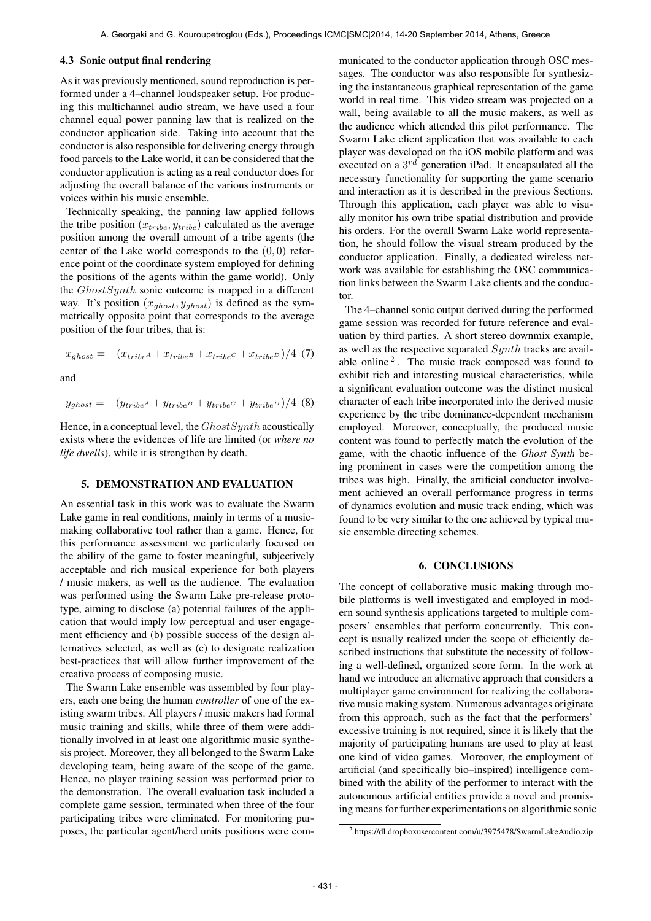### 4.3 Sonic output final rendering

As it was previously mentioned, sound reproduction is performed under a 4–channel loudspeaker setup. For producing this multichannel audio stream, we have used a four channel equal power panning law that is realized on the conductor application side. Taking into account that the conductor is also responsible for delivering energy through food parcels to the Lake world, it can be considered that the conductor application is acting as a real conductor does for adjusting the overall balance of the various instruments or voices within his music ensemble.

Technically speaking, the panning law applied follows the tribe position $(x_{tribe}, y_{tribe})$ calculated as the average position among the overall amount of a tribe agents (the center of the Lake world corresponds to the $(0, 0)$ reference point of the coordinate system employed for defining the positions of the agents within the game world). Only the $GhostSynth$ sonic outcome is mapped in a different way. It's position $(x_{ghost}, y_{ghost})$ is defined as the symmetrically opposite point that corresponds to the average position of the four tribes, that is:

$$x_{ghost} = -(x_{tribe^A} + x_{tribe^B} + x_{tribe^C} + x_{tribe^D})/4 \quad (7)$$

and

$$y_{ghost} = -(y_{tribe^A} + y_{tribe^B} + y_{tribe^C} + y_{tribe^D})/4 \quad (8)$$

Hence, in a conceptual level, the $GhostSynth$ acoustically exists where the evidences of life are limited (or *where no life dwells*), while it is strengthen by death.

## 5. DEMONSTRATION AND EVALUATION

An essential task in this work was to evaluate the Swarm Lake game in real conditions, mainly in terms of a music-making collaborative tool rather than a game. Hence, for this performance assessment we particularly focused on the ability of the game to foster meaningful, subjectively acceptable and rich musical experience for both players / music makers, as well as the audience. The evaluation was performed using the Swarm Lake pre-release prototype, aiming to disclose (a) potential failures of the application that would imply low perceptual and user engagement efficiency and (b) possible success of the design alternatives selected, as well as (c) to designate realization best-practices that will allow further improvement of the creative process of composing music.

The Swarm Lake ensemble was assembled by four players, each one being the human *controller* of one of the existing swarm tribes. All players / music makers had formal music training and skills, while three of them were additionally involved in at least one algorithmic music synthesis project. Moreover, they all belonged to the Swarm Lake developing team, being aware of the scope of the game. Hence, no player training session was performed prior to the demonstration. The overall evaluation task included a complete game session, terminated when three of the four participating tribes were eliminated. For monitoring purposes, the particular agent/herd units positions were communicated to the conductor application through OSC messages. The conductor was also responsible for synthesizing the instantaneous graphical representation of the game world in real time. This video stream was projected on a wall, being available to all the music makers, as well as the audience which attended this pilot performance. The Swarm Lake client application that was available to each player was developed on the iOS mobile platform and was executed on a $3^{rd}$ generation iPad. It encapsulated all the necessary functionality for supporting the game scenario and interaction as it is described in the previous Sections. Through this application, each player was able to visually monitor his own tribe spatial distribution and provide his orders. For the overall Swarm Lake world representation, he should follow the visual stream produced by the conductor application. Finally, a dedicated wireless network was available for establishing the OSC communication links between the Swarm Lake clients and the conductor.

The 4–channel sonic output derived during the performed game session was recorded for future reference and evaluation by third parties. A short stereo downmix example, as well as the respective separated $Synth$ tracks are available online [2]. The music track composed was found to exhibit rich and interesting musical characteristics, while a significant evaluation outcome was the distinct musical character of each tribe incorporated into the derived music experience by the tribe dominance-dependent mechanism employed. Moreover, conceptually, the produced music content was found to perfectly match the evolution of the game, with the chaotic influence of the *Ghost Synth* being prominent in cases were the competition among the tribes was high. Finally, the artificial conductor involvement achieved an overall performance progress in terms of dynamics evolution and music track ending, which was found to be very similar to the one achieved by typical music ensemble directing schemes.

## 6. CONCLUSIONS

The concept of collaborative music making through mobile platforms is well investigated and employed in modern sound synthesis applications targeted to multiple composers' ensembles that perform concurrently. This concept is usually realized under the scope of efficiently described instructions that substitute the necessity of following a well-defined, organized score form. In the work at hand we introduce an alternative approach that considers a multiplayer game environment for realizing the collaborative music making system. Numerous advantages originate from this approach, such as the fact that the performers' excessive training is not required, since it is likely that the majority of participating humans are used to play at least one kind of video games. Moreover, the employment of artificial (and specifically bio–inspired) intelligence combined with the ability of the performer to interact with the autonomous artificial entities provide a novel and promising means for further experimentations on algorithmic sonic

[2] https://dl.dropboxusercontent.com/u/3975478/SwarmLakeAudio.zip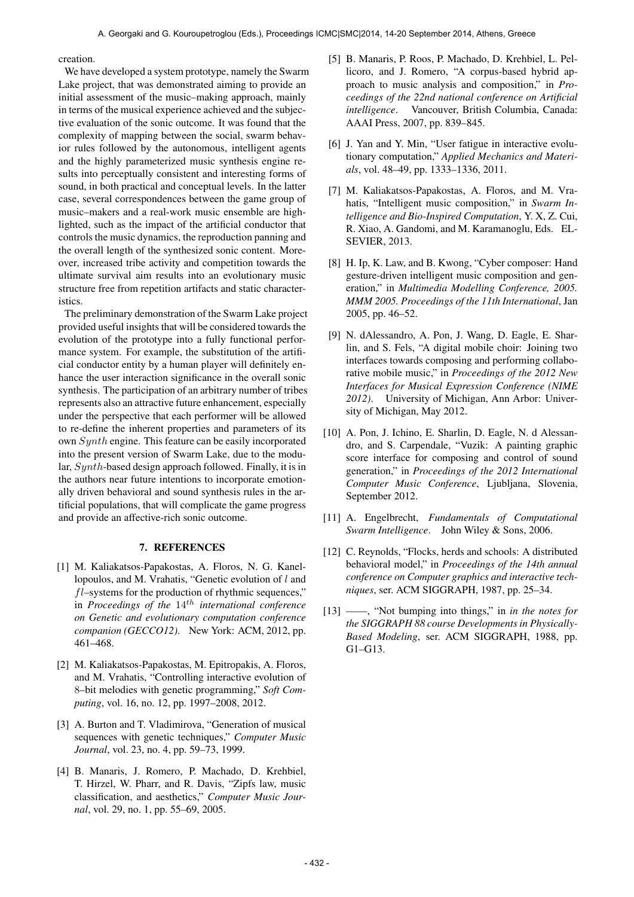creation.

We have developed a system prototype, namely the Swarm Lake project, that was demonstrated aiming to provide an initial assessment of the music–making approach, mainly in terms of the musical experience achieved and the subjective evaluation of the sonic outcome. It was found that the complexity of mapping between the social, swarm behavior rules followed by the autonomous, intelligent agents and the highly parameterized music synthesis engine results into perceptually consistent and interesting forms of sound, in both practical and conceptual levels. In the latter case, several correspondences between the game group of music–makers and a real-work music ensemble are highlighted, such as the impact of the artificial conductor that controls the music dynamics, the reproduction panning and the overall length of the synthesized sonic content. Moreover, increased tribe activity and competition towards the ultimate survival aim results into an evolutionary music structure free from repetition artifacts and static characteristics.

The preliminary demonstration of the Swarm Lake project provided useful insights that will be considered towards the evolution of the prototype into a fully functional performance system. For example, the substitution of the artificial conductor entity by a human player will definitely enhance the user interaction significance in the overall sonic synthesis. The participation of an arbitrary number of tribes represents also an attractive future enhancement, especially under the perspective that each performer will be allowed to re-define the inherent properties and parameters of its own $Synth$ engine. This feature can be easily incorporated into the present version of Swarm Lake, due to the modular, $Synth$-based design approach followed. Finally, it is in the authors near future intentions to incorporate emotionally driven behavioral and sound synthesis rules in the artificial populations, that will complicate the game progress and provide an affective-rich sonic outcome.

## 7. REFERENCES

[1] M. Kaliakatsos-Papakostas, A. Floros, N. G. Kanellopoulos, and M. Vrahatis, "Genetic evolution of $l$ and $fl$–systems for the production of rhythmic sequences," in *Proceedings of the $14^{th}$ international conference on Genetic and evolutionary computation conference companion (GECCO12)*. New York: ACM, 2012, pp. 461–468.

[2] M. Kaliakatsos-Papakostas, M. Epitropakis, A. Floros, and M. Vrahatis, "Controlling interactive evolution of 8–bit melodies with genetic programming," *Soft Computing*, vol. 16, no. 12, pp. 1997–2008, 2012.

[3] A. Burton and T. Vladimirova, "Generation of musical sequences with genetic techniques," *Computer Music Journal*, vol. 23, no. 4, pp. 59–73, 1999.

[4] B. Manaris, J. Romero, P. Machado, D. Krehbiel, T. Hirzel, W. Pharr, and R. Davis, "Zipfs law, music classification, and aesthetics," *Computer Music Journal*, vol. 29, no. 1, pp. 55–69, 2005.

[5] B. Manaris, P. Roos, P. Machado, D. Krehbiel, L. Pellicoro, and J. Romero, "A corpus-based hybrid approach to music analysis and composition," in *Proceedings of the 22nd national conference on Artificial intelligence*. Vancouver, British Columbia, Canada: AAAI Press, 2007, pp. 839–845.

[6] J. Yan and Y. Min, "User fatigue in interactive evolutionary computation," *Applied Mechanics and Materials*, vol. 48–49, pp. 1333–1336, 2011.

[7] M. Kaliakatsos-Papakostas, A. Floros, and M. Vrahatis, "Intelligent music composition," in *Swarm Intelligence and Bio-Inspired Computation*, Y. X, Z. Cui, R. Xiao, A. Gandomi, and M. Karamanoglu, Eds. ELSEVIER, 2013.

[8] H. Ip, K. Law, and B. Kwong, "Cyber composer: Hand gesture-driven intelligent music composition and generation," in *Multimedia Modelling Conference, 2005. MMM 2005. Proceedings of the 11th International*, Jan 2005, pp. 46–52.

[9] N. dAlessandro, A. Pon, J. Wang, D. Eagle, E. Sharlin, and S. Fels, "A digital mobile choir: Joining two interfaces towards composing and performing collaborative mobile music," in *Proceedings of the 2012 New Interfaces for Musical Expression Conference (NIME 2012)*. University of Michigan, Ann Arbor: University of Michigan, May 2012.

[10] A. Pon, J. Ichino, E. Sharlin, D. Eagle, N. d Alessandro, and S. Carpendale, "Vuzik: A painting graphic score interface for composing and control of sound generation," in *Proceedings of the 2012 International Computer Music Conference*, Ljubljana, Slovenia, September 2012.

[11] A. Engelbrecht, *Fundamentals of Computational Swarm Intelligence*. John Wiley & Sons, 2006.

[12] C. Reynolds, "Flocks, herds and schools: A distributed behavioral model," in *Proceedings of the 14th annual conference on Computer graphics and interactive techniques*, ser. ACM SIGGRAPH, 1987, pp. 25–34.

[13] ——, "Not bumping into things," in *in the notes for the SIGGRAPH 88 course Developments in Physically-Based Modeling*, ser. ACM SIGGRAPH, 1988, pp. G1–G13.